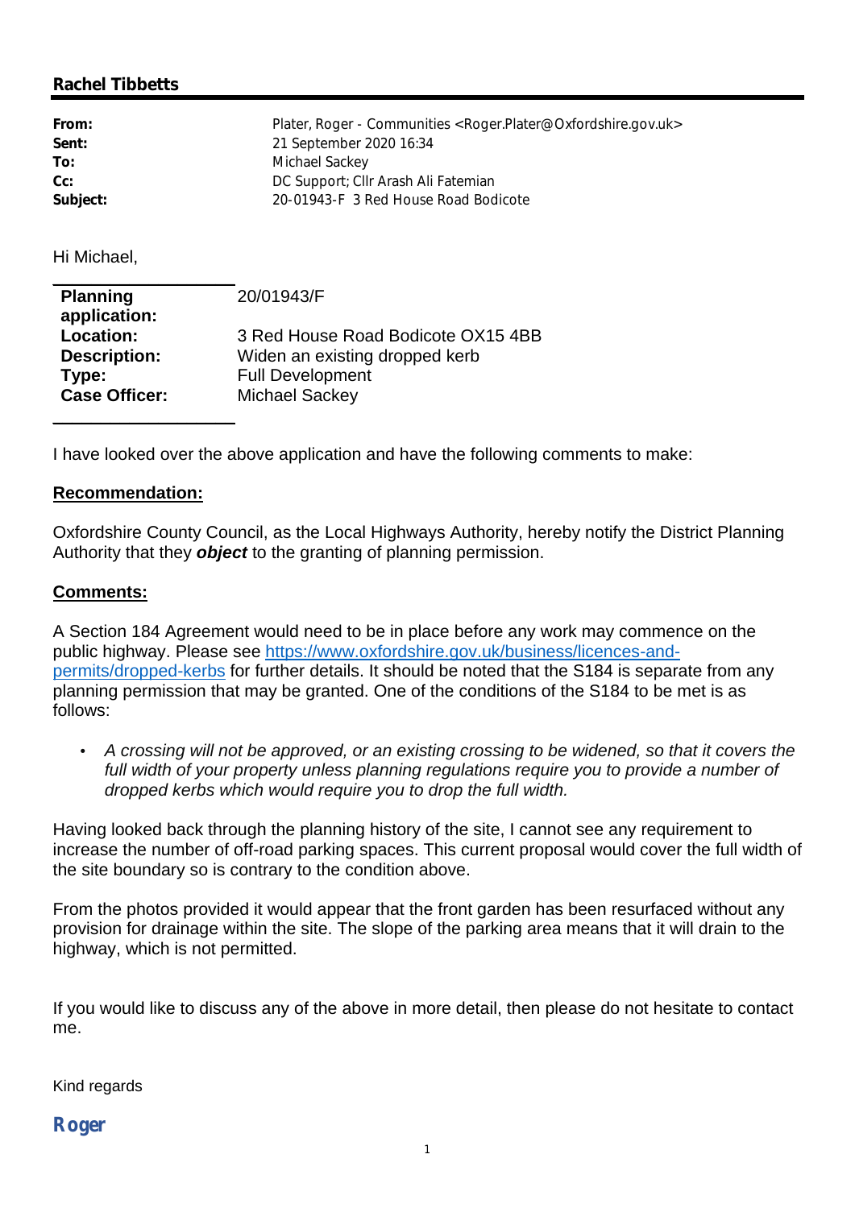**Rachel Tibbetts**

| | |
|---|---|
| **From:** | Plater, Roger - Communities <Roger.Plater@Oxfordshire.gov.uk> |
| **Sent:** | 21 September 2020 16:34 |
| **To:** | Michael Sackey |
| **Cc:** | DC Support; Cllr Arash Ali Fatemian |
| **Subject:** | 20-01943-F 3 Red House Road Bodicote |

Hi Michael,

| | |
|---|---|
| **Planning application:** | 20/01943/F |
| **Location:** | 3 Red House Road Bodicote OX15 4BB |
| **Description:** | Widen an existing dropped kerb |
| **Type:** | Full Development |
| **Case Officer:** | Michael Sackey |

I have looked over the above application and have the following comments to make:

**Recommendation:**

Oxfordshire County Council, as the Local Highways Authority, hereby notify the District Planning Authority that they ***object*** to the granting of planning permission.

**Comments:**

A Section 184 Agreement would need to be in place before any work may commence on the public highway. Please see https://www.oxfordshire.gov.uk/business/licences-and-permits/dropped-kerbs for further details. It should be noted that the S184 is separate from any planning permission that may be granted. One of the conditions of the S184 to be met is as follows:

- *A crossing will not be approved, or an existing crossing to be widened, so that it covers the full width of your property unless planning regulations require you to provide a number of dropped kerbs which would require you to drop the full width.*

Having looked back through the planning history of the site, I cannot see any requirement to increase the number of off-road parking spaces. This current proposal would cover the full width of the site boundary so is contrary to the condition above.

From the photos provided it would appear that the front garden has been resurfaced without any provision for drainage within the site. The slope of the parking area means that it will drain to the highway, which is not permitted.

If you would like to discuss any of the above in more detail, then please do not hesitate to contact me.

Kind regards

**Roger**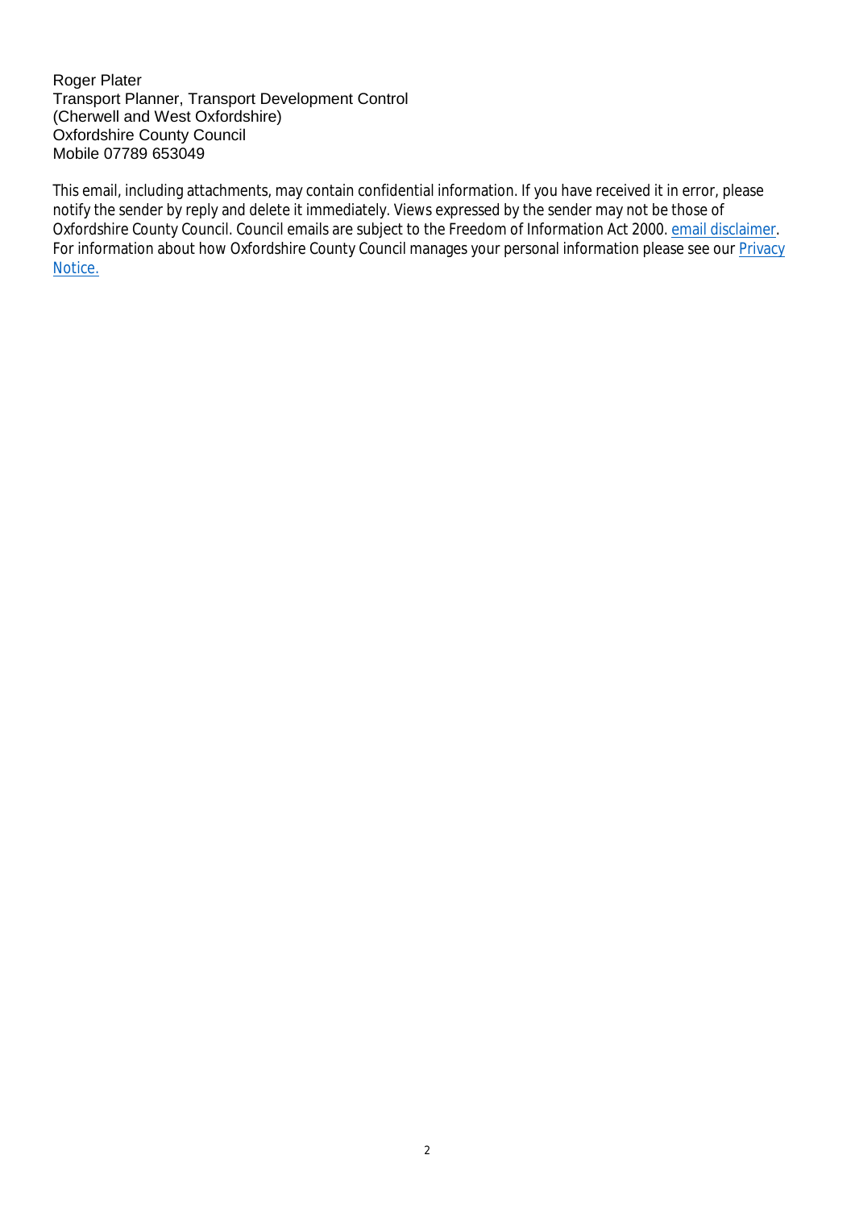Roger Plater
Transport Planner, Transport Development Control
(Cherwell and West Oxfordshire)
Oxfordshire County Council
Mobile 07789 653049

This email, including attachments, may contain confidential information. If you have received it in error, please notify the sender by reply and delete it immediately. Views expressed by the sender may not be those of Oxfordshire County Council. Council emails are subject to the Freedom of Information Act 2000. email disclaimer. For information about how Oxfordshire County Council manages your personal information please see our Privacy Notice.